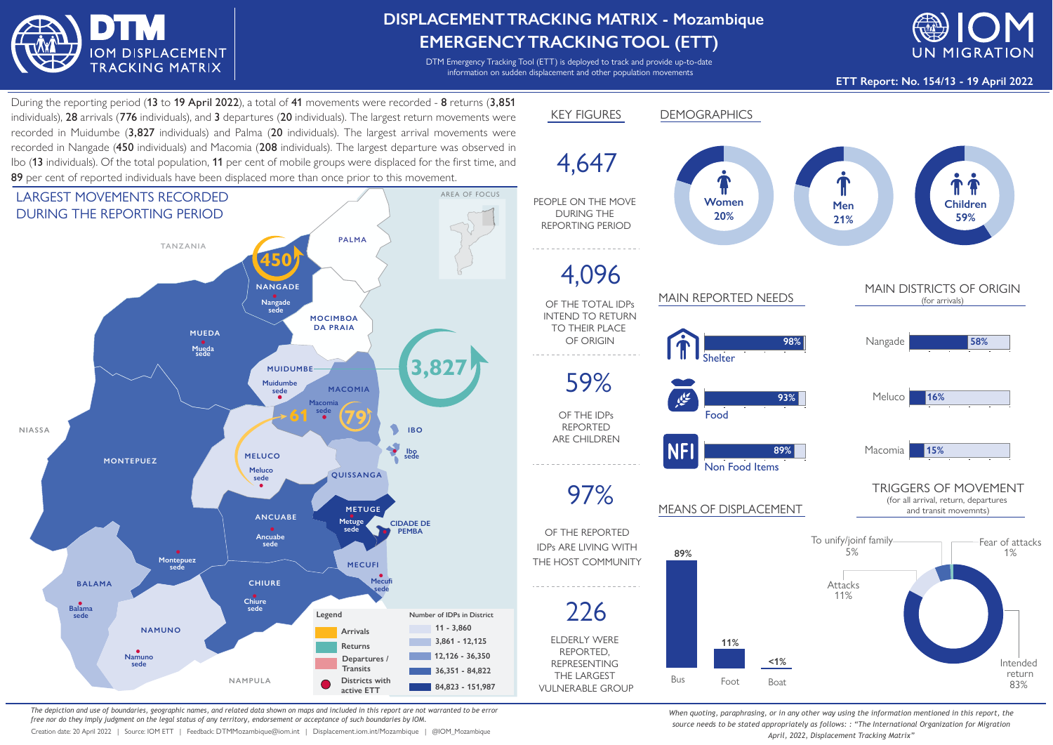# DISPLACEMENT TRACKING MATRIX - Mozambique
# EMERGENCY TRACKING TOOL (ETT)

DTM Emergency Tracking Tool (ETT) is deployed to track and provide up-to-date information on sudden displacement and other population movements

**ETT Report: No. 154/13 - 19 April 2022**

During the reporting period (**13** to **19 April 2022**), a total of **41** movements were recorded - **8** returns (**3,851** individuals), **28** arrivals (**776** individuals), and **3** departures (**20** individuals). The largest return movements were recorded in Muidumbe (**3,827** individuals) and Palma (**20** individuals). The largest arrival movements were recorded in Nangade (**450** individuals) and Macomia (**208** individuals). The largest departure was observed in Ibo (**13** individuals). Of the total population, **11** per cent of mobile groups were displaced for the first time, and **89** per cent of reported individuals have been displaced more than once prior to this movement.

## LARGEST MOVEMENTS RECORDED DURING THE REPORTING PERIOD

Map labels: TANZANIA, PALMA, NANGADE (450), Nangade sede, MOCIMBOA DA PRAIA, MUEDA, Mueda sede, MUIDUMBE (3,827), Muidumbe sede, MACOMIA (79), Macomia sede, 61, IBO, Ibo sede, NIASSA, MONTEPUEZ, MELUCO, Meluco sede, QUISSANGA, METUGE, Metuge sede, CIDADE DE PEMBA, ANCUABE, Ancuabe sede, Montepuez sede, MECUFI, Mecufi sede, BALAMA, Balama sede, CHIURE, Chiure sede, NAMUNO, Namuno sede, NAMPULA, AREA OF FOCUS

Legend: Arrivals; Returns; Departures / Transits; Districts with active ETT

Number of IDPs in District: 11 - 3,860; 3,861 - 12,125; 12,126 - 36,350; 36,351 - 84,822; 84,823 - 151,987

## KEY FIGURES

**4,647** PEOPLE ON THE MOVE DURING THE REPORTING PERIOD

**4,096** OF THE TOTAL IDPs INTEND TO RETURN TO THEIR PLACE OF ORIGIN

**59%** OF THE IDPs REPORTED ARE CHILDREN

**97%** OF THE REPORTED IDPs ARE LIVING WITH THE HOST COMMUNITY

**226** ELDERLY WERE REPORTED, REPRESENTING THE LARGEST VULNERABLE GROUP

## DEMOGRAPHICS

| Women | Men | Children |
|---|---|---|
| 20% | 21% | 59% |

## MAIN REPORTED NEEDS

| Need | % |
|---|---|
| Shelter | 98% |
| Food | 93% |
| Non Food Items | 89% |

## MAIN DISTRICTS OF ORIGIN
(for arrivals)

| District | % |
|---|---|
| Nangade | 58% |
| Meluco | 16% |
| Macomia | 15% |

## MEANS OF DISPLACEMENT

| Bus | Foot | Boat |
|---|---|---|
| 89% | 11% | <1% |

## TRIGGERS OF MOVEMENT
(for all arrival, return, departures and transit movemnts)

| Trigger | % |
|---|---|
| Intended return | 83% |
| Attacks | 11% |
| To unify/joinf family | 5% |
| Fear of attacks | 1% |

*The depiction and use of boundaries, geographic names, and related data shown on maps and included in this report are not warranted to be error free nor do they imply judgment on the legal status of any territory, endorsement or acceptance of such boundaries by IOM.*

Creation date: 20 April 2022 | Source: IOM ETT | Feedback: DTMMozambique@iom.int | Displacement.iom.int/Mozambique | @IOM_Mozambique

*When quoting, paraphrasing, or in any other way using the information mentioned in this report, the source needs to be stated appropriately as follows: : "The International Organization for Migration April, 2022, Displacement Tracking Matrix"*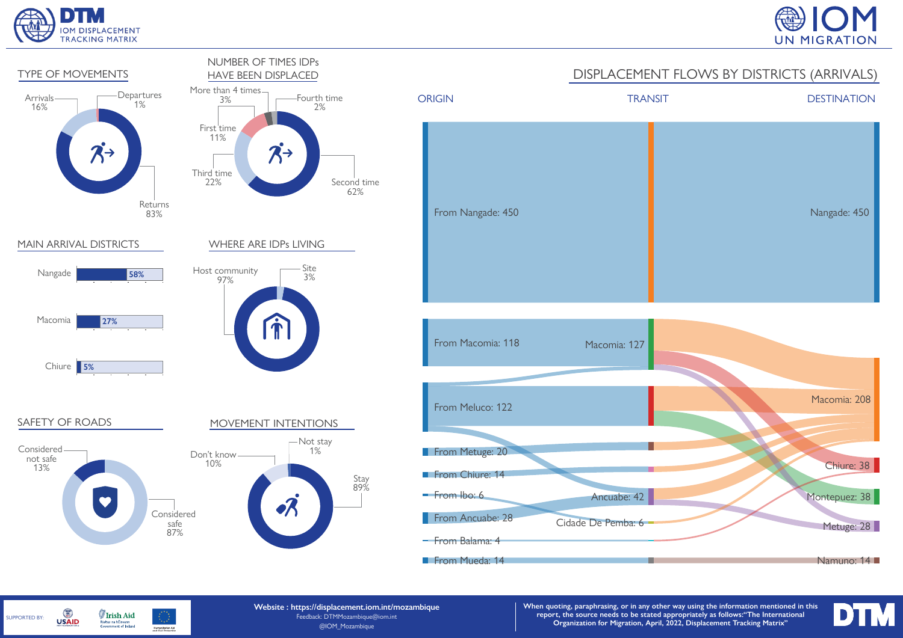DTM IOM DISPLACEMENT TRACKING MATRIX

IOM UN MIGRATION

## TYPE OF MOVEMENTS

- Arrivals 16%
- Departures 1%
- Returns 83%

## NUMBER OF TIMES IDPs HAVE BEEN DISPLACED

- More than 4 times 3%
- Fourth time 2%
- First time 11%
- Third time 22%
- Second time 62%

## MAIN ARRIVAL DISTRICTS

| District | % |
|---|---|
| Nangade | 58% |
| Macomia | 27% |
| Chiure | 5% |

## WHERE ARE IDPs LIVING

- Host community 97%
- Site 3%

## SAFETY OF ROADS

- Considered not safe 13%
- Considered safe 87%

## MOVEMENT INTENTIONS

- Don't know 10%
- Not stay 1%
- Stay 89%

## DISPLACEMENT FLOWS BY DISTRICTS (ARRIVALS)

| ORIGIN | TRANSIT | DESTINATION |
|---|---|---|
| From Nangade: 450 | | Nangade: 450 |
| From Macomia: 118 | Macomia: 127 | Macomia: 208 |
| From Meluco: 122 | | Chiure: 38 |
| From Metuge: 20 | | Montepuez: 38 |
| From Chiure: 14 | | Metuge: 28 |
| From Ibo: 6 | Ancuabe: 42 | Namuno: 14 |
| From Ancuabe: 28 | Cidade De Pemba: 6 | |
| From Balama: 4 | | |
| From Mueda: 14 | | |

SUPPORTED BY: USAID, Irish Aid, European Union Humanitarian Aid and Civil Protection

Website : https://displacement.iom.int/mozambique
Feedback: DTMMozambique@iom.int
@IOM_Mozambique

When quoting, paraphrasing, or in any other way using the information mentioned in this report, the source needs to be stated appropriately as follows:"The International Organization for Migration, April, 2022, Displacement Tracking Matrix"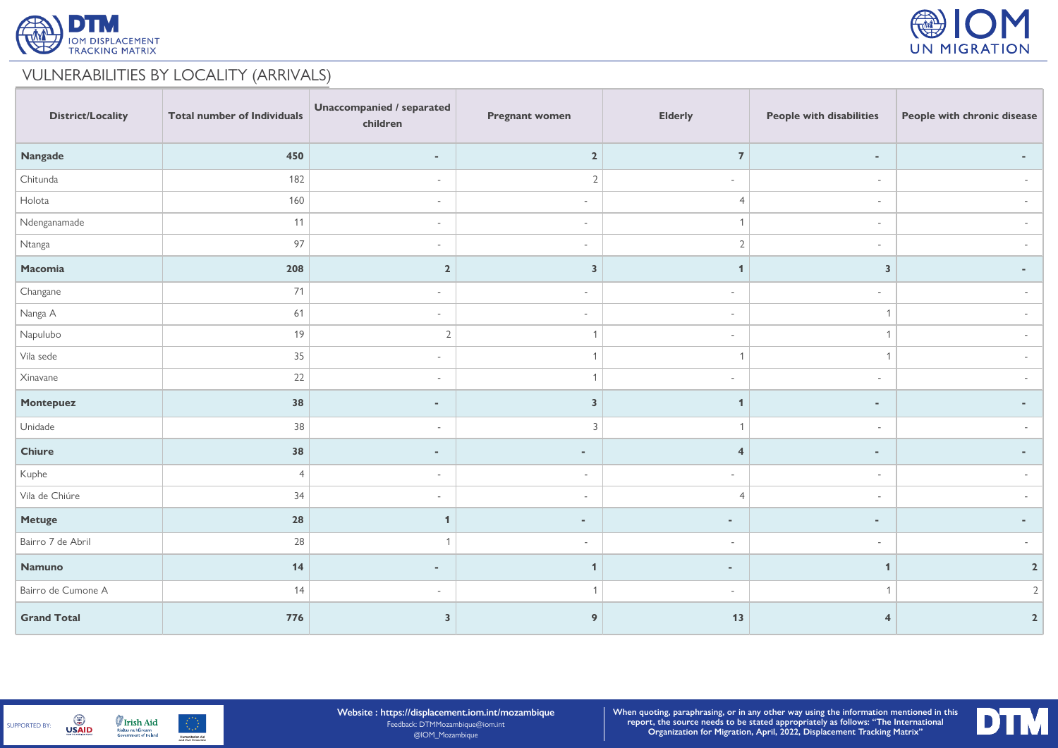# VULNERABILITIES BY LOCALITY (ARRIVALS)

| District/Locality | Total number of Individuals | Unaccompanied / separated children | Pregnant women | Elderly | People with disabilities | People with chronic disease |
|---|---|---|---|---|---|---|
| **Nangade** | **450** | **-** | **2** | **7** | **-** | **-** |
| Chitunda | 182 | - | 2 | - | - | - |
| Holota | 160 | - | - | 4 | - | - |
| Ndenganamade | 11 | - | - | 1 | - | - |
| Ntanga | 97 | - | - | 2 | - | - |
| **Macomia** | **208** | **2** | **3** | **1** | **3** | **-** |
| Changane | 71 | - | - | - | - | - |
| Nanga A | 61 | - | - | - | 1 | - |
| Napulubo | 19 | 2 | 1 | - | 1 | - |
| Vila sede | 35 | - | 1 | 1 | 1 | - |
| Xinavane | 22 | - | 1 | - | - | - |
| **Montepuez** | **38** | **-** | **3** | **1** | **-** | **-** |
| Unidade | 38 | - | 3 | 1 | - | - |
| **Chiure** | **38** | **-** | **-** | **4** | **-** | **-** |
| Kuphe | 4 | - | - | - | - | - |
| Vila de Chiúre | 34 | - | - | 4 | - | - |
| **Metuge** | **28** | **1** | **-** | **-** | **-** | **-** |
| Bairro 7 de Abril | 28 | 1 | - | - | - | - |
| **Namuno** | **14** | **-** | **1** | **-** | **1** | **2** |
| Bairro de Cumone A | 14 | - | 1 | - | 1 | 2 |
| **Grand Total** | **776** | **3** | **9** | **13** | **4** | **2** |

SUPPORTED BY: USAID, Irish Aid, European Union Humanitarian Aid and Civil Protection

Website : https://displacement.iom.int/mozambique
Feedback: DTMMozambique@iom.int
@IOM_Mozambique

When quoting, paraphrasing, or in any other way using the information mentioned in this report, the source needs to be stated appropriately as follows: "The International Organization for Migration, April, 2022, Displacement Tracking Matrix"